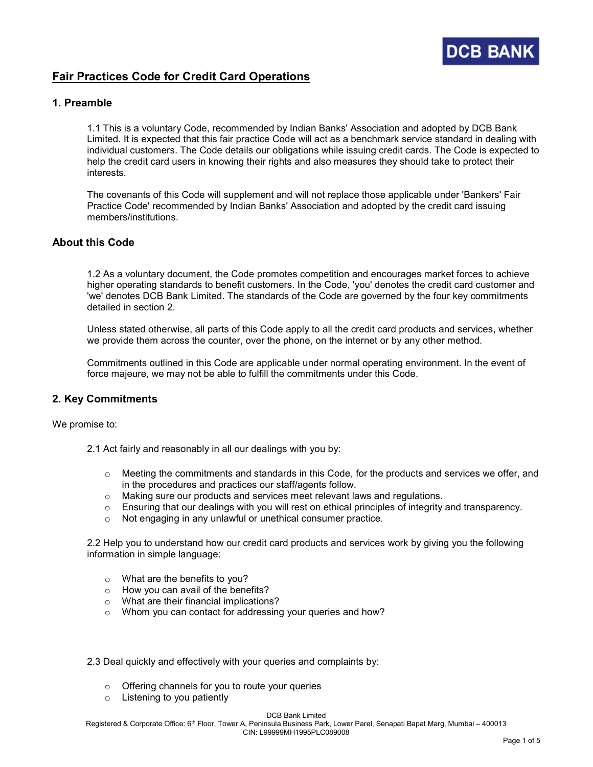# Fair Practices Code for Credit Card Operations

## 1. Preamble

1.1 This is a voluntary Code, recommended by Indian Banks' Association and adopted by DCB Bank Limited. It is expected that this fair practice Code will act as a benchmark service standard in dealing with individual customers. The Code details our obligations while issuing credit cards. The Code is expected to help the credit card users in knowing their rights and also measures they should take to protect their interests.

The covenants of this Code will supplement and will not replace those applicable under 'Bankers' Fair Practice Code' recommended by Indian Banks' Association and adopted by the credit card issuing members/institutions.

## About this Code

1.2 As a voluntary document, the Code promotes competition and encourages market forces to achieve higher operating standards to benefit customers. In the Code, 'you' denotes the credit card customer and 'we' denotes DCB Bank Limited. The standards of the Code are governed by the four key commitments detailed in section 2.

Unless stated otherwise, all parts of this Code apply to all the credit card products and services, whether we provide them across the counter, over the phone, on the internet or by any other method.

Commitments outlined in this Code are applicable under normal operating environment. In the event of force majeure, we may not be able to fulfill the commitments under this Code.

## 2. Key Commitments

We promise to:

2.1 Act fairly and reasonably in all our dealings with you by:

- Meeting the commitments and standards in this Code, for the products and services we offer, and in the procedures and practices our staff/agents follow.
- Making sure our products and services meet relevant laws and regulations.
- Ensuring that our dealings with you will rest on ethical principles of integrity and transparency.
- Not engaging in any unlawful or unethical consumer practice.

2.2 Help you to understand how our credit card products and services work by giving you the following information in simple language:

- What are the benefits to you?
- How you can avail of the benefits?
- What are their financial implications?
- Whom you can contact for addressing your queries and how?

2.3 Deal quickly and effectively with your queries and complaints by:

- Offering channels for you to route your queries
- Listening to you patiently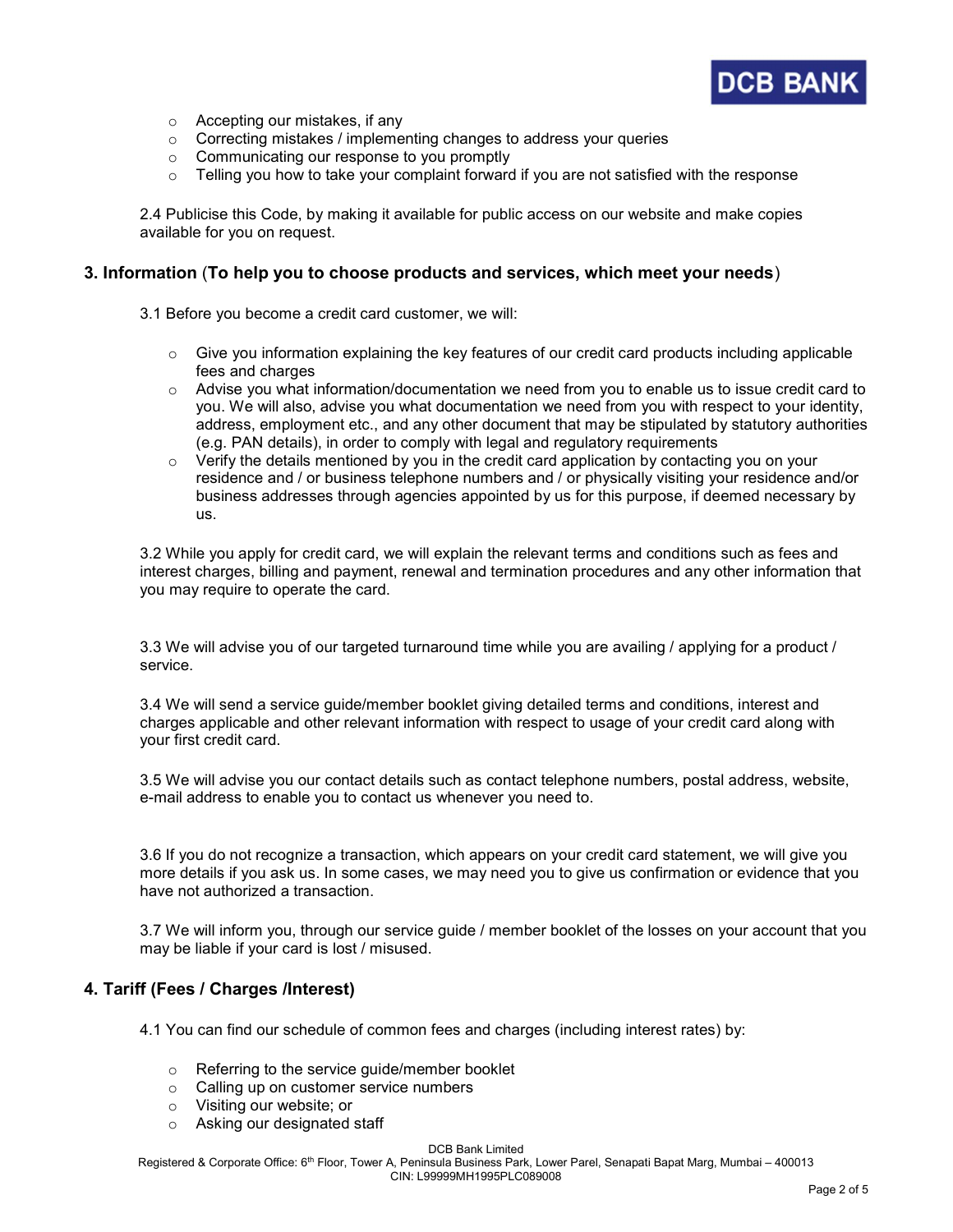- Accepting our mistakes, if any
- Correcting mistakes / implementing changes to address your queries
- Communicating our response to you promptly
- Telling you how to take your complaint forward if you are not satisfied with the response

2.4 Publicise this Code, by making it available for public access on our website and make copies available for you on request.

## 3. Information (To help you to choose products and services, which meet your needs)

3.1 Before you become a credit card customer, we will:

- Give you information explaining the key features of our credit card products including applicable fees and charges
- Advise you what information/documentation we need from you to enable us to issue credit card to you. We will also, advise you what documentation we need from you with respect to your identity, address, employment etc., and any other document that may be stipulated by statutory authorities (e.g. PAN details), in order to comply with legal and regulatory requirements
- Verify the details mentioned by you in the credit card application by contacting you on your residence and / or business telephone numbers and / or physically visiting your residence and/or business addresses through agencies appointed by us for this purpose, if deemed necessary by us.

3.2 While you apply for credit card, we will explain the relevant terms and conditions such as fees and interest charges, billing and payment, renewal and termination procedures and any other information that you may require to operate the card.

3.3 We will advise you of our targeted turnaround time while you are availing / applying for a product / service.

3.4 We will send a service guide/member booklet giving detailed terms and conditions, interest and charges applicable and other relevant information with respect to usage of your credit card along with your first credit card.

3.5 We will advise you our contact details such as contact telephone numbers, postal address, website, e-mail address to enable you to contact us whenever you need to.

3.6 If you do not recognize a transaction, which appears on your credit card statement, we will give you more details if you ask us. In some cases, we may need you to give us confirmation or evidence that you have not authorized a transaction.

3.7 We will inform you, through our service guide / member booklet of the losses on your account that you may be liable if your card is lost / misused.

## 4. Tariff (Fees / Charges /Interest)

4.1 You can find our schedule of common fees and charges (including interest rates) by:

- Referring to the service guide/member booklet
- Calling up on customer service numbers
- Visiting our website; or
- Asking our designated staff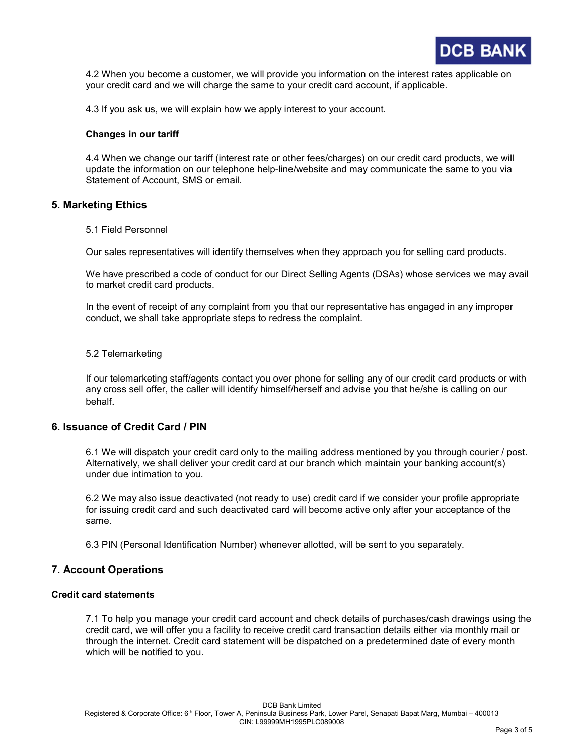4.2 When you become a customer, we will provide you information on the interest rates applicable on your credit card and we will charge the same to your credit card account, if applicable.

4.3 If you ask us, we will explain how we apply interest to your account.

**Changes in our tariff**

4.4 When we change our tariff (interest rate or other fees/charges) on our credit card products, we will update the information on our telephone help-line/website and may communicate the same to you via Statement of Account, SMS or email.

## 5. Marketing Ethics

5.1 Field Personnel

Our sales representatives will identify themselves when they approach you for selling card products.

We have prescribed a code of conduct for our Direct Selling Agents (DSAs) whose services we may avail to market credit card products.

In the event of receipt of any complaint from you that our representative has engaged in any improper conduct, we shall take appropriate steps to redress the complaint.

5.2 Telemarketing

If our telemarketing staff/agents contact you over phone for selling any of our credit card products or with any cross sell offer, the caller will identify himself/herself and advise you that he/she is calling on our behalf.

## 6. Issuance of Credit Card / PIN

6.1 We will dispatch your credit card only to the mailing address mentioned by you through courier / post. Alternatively, we shall deliver your credit card at our branch which maintain your banking account(s) under due intimation to you.

6.2 We may also issue deactivated (not ready to use) credit card if we consider your profile appropriate for issuing credit card and such deactivated card will become active only after your acceptance of the same.

6.3 PIN (Personal Identification Number) whenever allotted, will be sent to you separately.

## 7. Account Operations

**Credit card statements**

7.1 To help you manage your credit card account and check details of purchases/cash drawings using the credit card, we will offer you a facility to receive credit card transaction details either via monthly mail or through the internet. Credit card statement will be dispatched on a predetermined date of every month which will be notified to you.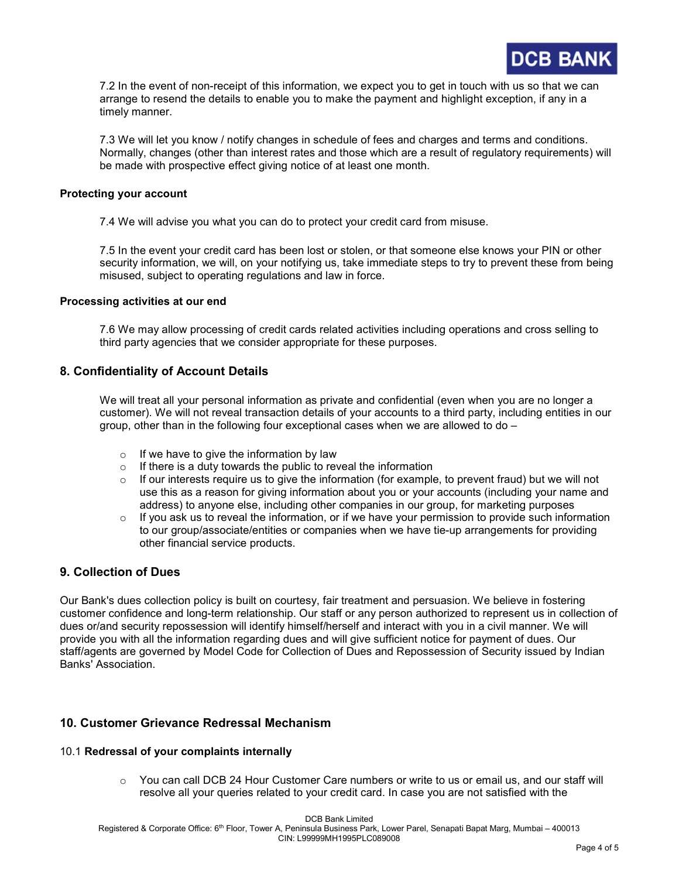7.2 In the event of non-receipt of this information, we expect you to get in touch with us so that we can arrange to resend the details to enable you to make the payment and highlight exception, if any in a timely manner.

7.3 We will let you know / notify changes in schedule of fees and charges and terms and conditions. Normally, changes (other than interest rates and those which are a result of regulatory requirements) will be made with prospective effect giving notice of at least one month.

**Protecting your account**

7.4 We will advise you what you can do to protect your credit card from misuse.

7.5 In the event your credit card has been lost or stolen, or that someone else knows your PIN or other security information, we will, on your notifying us, take immediate steps to try to prevent these from being misused, subject to operating regulations and law in force.

**Processing activities at our end**

7.6 We may allow processing of credit cards related activities including operations and cross selling to third party agencies that we consider appropriate for these purposes.

## 8. Confidentiality of Account Details

We will treat all your personal information as private and confidential (even when you are no longer a customer). We will not reveal transaction details of your accounts to a third party, including entities in our group, other than in the following four exceptional cases when we are allowed to do –

- If we have to give the information by law
- If there is a duty towards the public to reveal the information
- If our interests require us to give the information (for example, to prevent fraud) but we will not use this as a reason for giving information about you or your accounts (including your name and address) to anyone else, including other companies in our group, for marketing purposes
- If you ask us to reveal the information, or if we have your permission to provide such information to our group/associate/entities or companies when we have tie-up arrangements for providing other financial service products.

## 9. Collection of Dues

Our Bank's dues collection policy is built on courtesy, fair treatment and persuasion. We believe in fostering customer confidence and long-term relationship. Our staff or any person authorized to represent us in collection of dues or/and security repossession will identify himself/herself and interact with you in a civil manner. We will provide you with all the information regarding dues and will give sufficient notice for payment of dues. Our staff/agents are governed by Model Code for Collection of Dues and Repossession of Security issued by Indian Banks' Association.

## 10. Customer Grievance Redressal Mechanism

### 10.1 **Redressal of your complaints internally**

- You can call DCB 24 Hour Customer Care numbers or write to us or email us, and our staff will resolve all your queries related to your credit card. In case you are not satisfied with the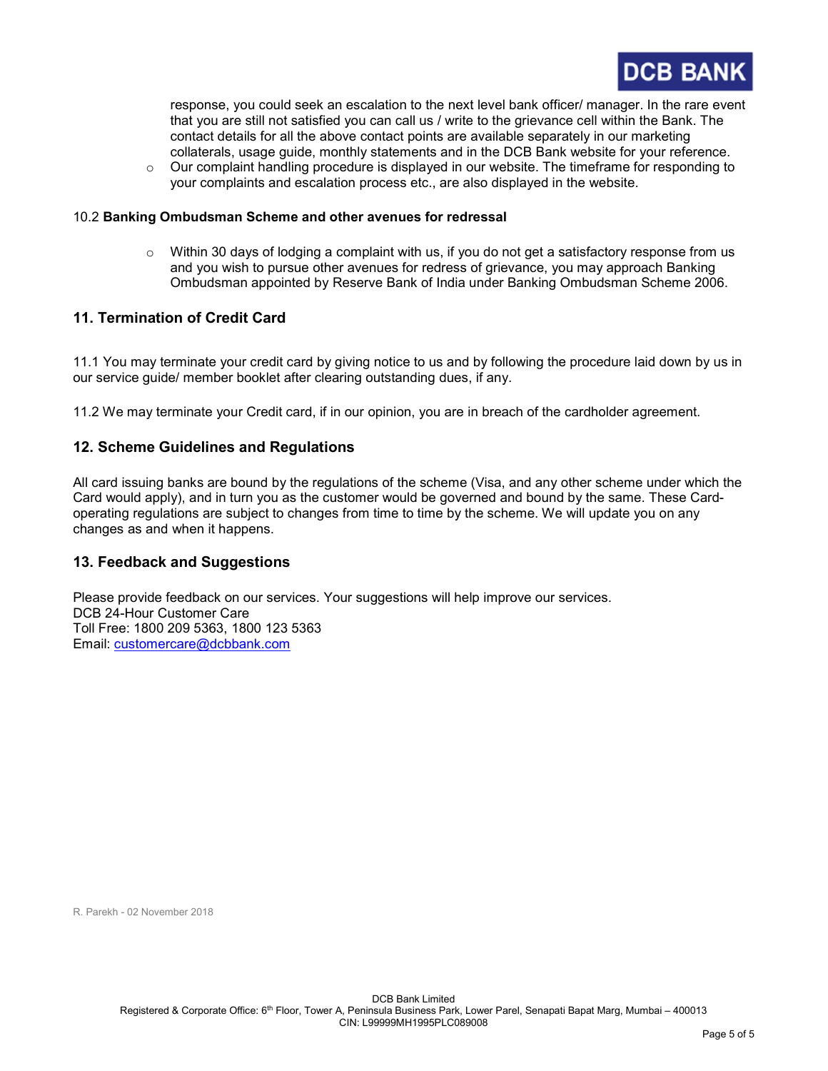response, you could seek an escalation to the next level bank officer/ manager. In the rare event that you are still not satisfied you can call us / write to the grievance cell within the Bank. The contact details for all the above contact points are available separately in our marketing collaterals, usage guide, monthly statements and in the DCB Bank website for your reference.

- Our complaint handling procedure is displayed in our website. The timeframe for responding to your complaints and escalation process etc., are also displayed in the website.

10.2 **Banking Ombudsman Scheme and other avenues for redressal**

- Within 30 days of lodging a complaint with us, if you do not get a satisfactory response from us and you wish to pursue other avenues for redress of grievance, you may approach Banking Ombudsman appointed by Reserve Bank of India under Banking Ombudsman Scheme 2006.

## 11. Termination of Credit Card

11.1 You may terminate your credit card by giving notice to us and by following the procedure laid down by us in our service guide/ member booklet after clearing outstanding dues, if any.

11.2 We may terminate your Credit card, if in our opinion, you are in breach of the cardholder agreement.

## 12. Scheme Guidelines and Regulations

All card issuing banks are bound by the regulations of the scheme (Visa, and any other scheme under which the Card would apply), and in turn you as the customer would be governed and bound by the same. These Card-operating regulations are subject to changes from time to time by the scheme. We will update you on any changes as and when it happens.

## 13. Feedback and Suggestions

Please provide feedback on our services. Your suggestions will help improve our services.
DCB 24-Hour Customer Care
Toll Free: 1800 209 5363, 1800 123 5363
Email: customercare@dcbbank.com

R. Parekh - 02 November 2018

DCB Bank Limited
Registered & Corporate Office: 6th Floor, Tower A, Peninsula Business Park, Lower Parel, Senapati Bapat Marg, Mumbai – 400013
CIN: L99999MH1995PLC089008